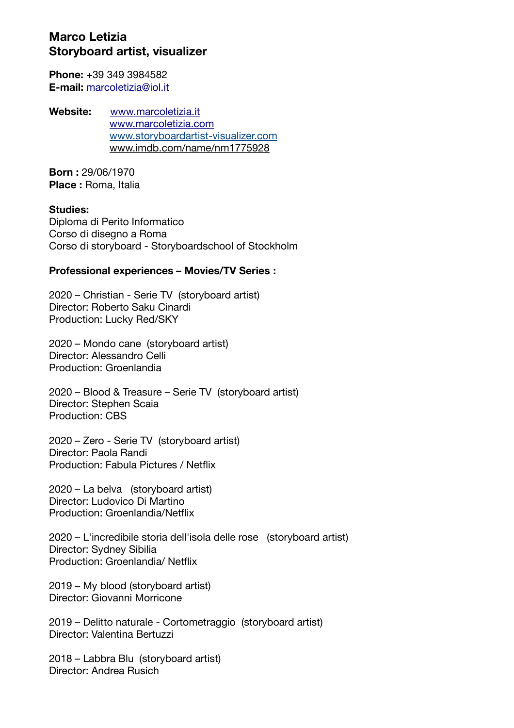# Marco Letizia
## Storyboard artist, visualizer

**Phone:** +39 349 3984582
**E-mail:** marcoletizia@iol.it

**Website:** www.marcoletizia.it
www.marcoletizia.com
www.storyboardartist-visualizer.com
www.imdb.com/name/nm1775928

**Born :** 29/06/1970
**Place :** Roma, Italia

**Studies:**
Diploma di Perito Informatico
Corso di disegno a Roma
Corso di storyboard - Storyboardschool of Stockholm

**Professional experiences – Movies/TV Series :**

2020 – Christian - Serie TV (storyboard artist)
Director: Roberto Saku Cinardi
Production: Lucky Red/SKY

2020 – Mondo cane (storyboard artist)
Director: Alessandro Celli
Production: Groenlandia

2020 – Blood & Treasure – Serie TV (storyboard artist)
Director: Stephen Scaia
Production: CBS

2020 – Zero - Serie TV (storyboard artist)
Director: Paola Randi
Production: Fabula Pictures / Netflix

2020 – La belva (storyboard artist)
Director: Ludovico Di Martino
Production: Groenlandia/Netflix

2020 – L'incredibile storia dell'isola delle rose (storyboard artist)
Director: Sydney Sibilia
Production: Groenlandia/ Netflix

2019 – My blood (storyboard artist)
Director: Giovanni Morricone

2019 – Delitto naturale - Cortometraggio (storyboard artist)
Director: Valentina Bertuzzi

2018 – Labbra Blu (storyboard artist)
Director: Andrea Rusich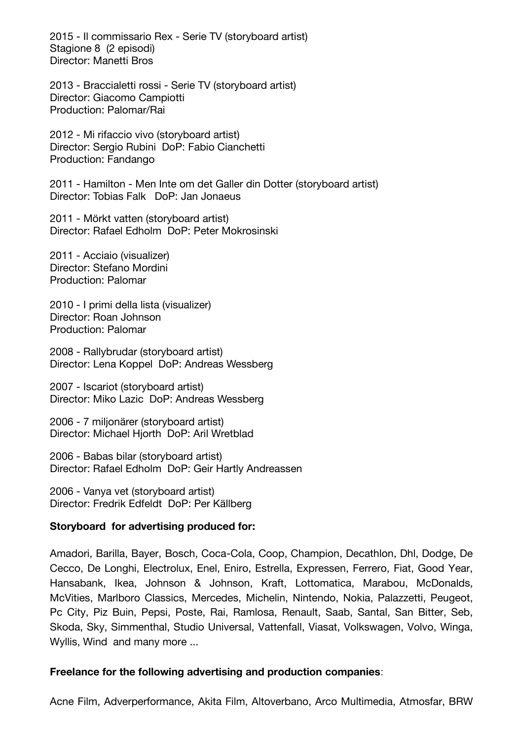2015 - Il commissario Rex - Serie TV (storyboard artist)
Stagione 8  (2 episodi)
Director: Manetti Bros

2013 - Braccialetti rossi - Serie TV (storyboard artist)
Director: Giacomo Campiotti
Production: Palomar/Rai

2012 - Mi rifaccio vivo (storyboard artist)
Director: Sergio Rubini  DoP: Fabio Cianchetti
Production: Fandango

2011 - Hamilton - Men Inte om det Galler din Dotter (storyboard artist)
Director: Tobias Falk   DoP: Jan Jonaeus

2011 - Mörkt vatten (storyboard artist)
Director: Rafael Edholm  DoP: Peter Mokrosinski

2011 - Acciaio (visualizer)
Director: Stefano Mordini
Production: Palomar

2010 - I primi della lista (visualizer)
Director: Roan Johnson
Production: Palomar

2008 - Rallybrudar (storyboard artist)
Director: Lena Koppel  DoP: Andreas Wessberg

2007 - Iscariot (storyboard artist)
Director: Miko Lazic  DoP: Andreas Wessberg

2006 - 7 miljonärer (storyboard artist)
Director: Michael Hjorth  DoP: Aril Wretblad

2006 - Babas bilar (storyboard artist)
Director: Rafael Edholm  DoP: Geir Hartly Andreassen

2006 - Vanya vet (storyboard artist)
Director: Fredrik Edfeldt  DoP: Per Källberg

**Storyboard  for advertising produced for:**

Amadori, Barilla, Bayer, Bosch, Coca-Cola, Coop, Champion, Decathlon, Dhl, Dodge, De Cecco, De Longhi, Electrolux, Enel, Eniro, Estrella, Expressen, Ferrero, Fiat, Good Year, Hansabank, Ikea, Johnson & Johnson, Kraft, Lottomatica, Marabou, McDonalds, McVities, Marlboro Classics, Mercedes, Michelin, Nintendo, Nokia, Palazzetti, Peugeot, Pc City, Piz Buin, Pepsi, Poste, Rai, Ramlosa, Renault, Saab, Santal, San Bitter, Seb, Skoda, Sky, Simmenthal, Studio Universal, Vattenfall, Viasat, Volkswagen, Volvo, Winga, Wyllis, Wind  and many more ...

**Freelance for the following advertising and production companies**:

Acne Film, Adverperformance, Akita Film, Altoverbano, Arco Multimedia, Atmosfar, BRW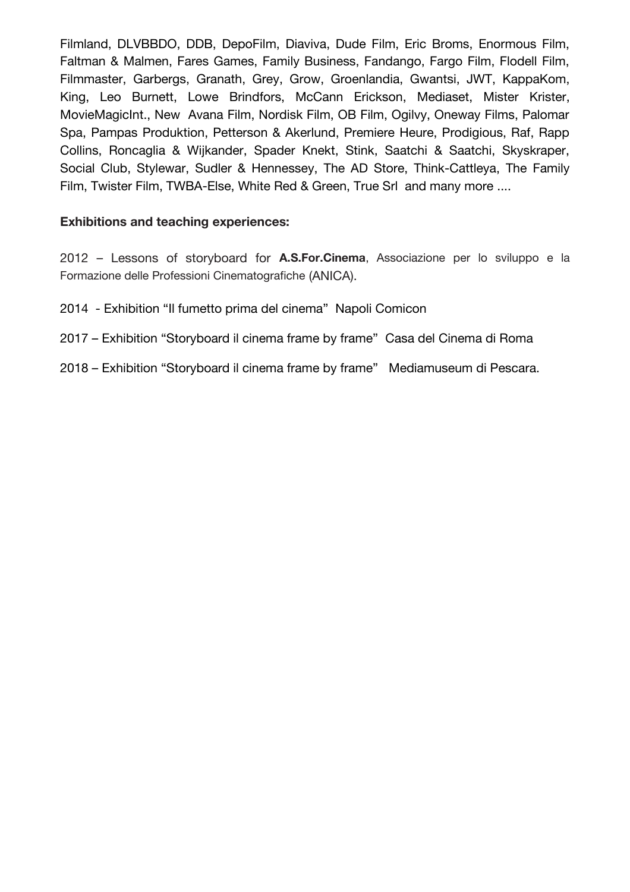Filmland, DLVBBDO, DDB, DepoFilm, Diaviva, Dude Film, Eric Broms, Enormous Film, Faltman & Malmen, Fares Games, Family Business, Fandango, Fargo Film, Flodell Film, Filmmaster, Garbergs, Granath, Grey, Grow, Groenlandia, Gwantsi, JWT, KappaKom, King, Leo Burnett, Lowe Brindfors, McCann Erickson, Mediaset, Mister Krister, MovieMagicInt., New Avana Film, Nordisk Film, OB Film, Ogilvy, Oneway Films, Palomar Spa, Pampas Produktion, Petterson & Akerlund, Premiere Heure, Prodigious, Raf, Rapp Collins, Roncaglia & Wijkander, Spader Knekt, Stink, Saatchi & Saatchi, Skyskraper, Social Club, Stylewar, Sudler & Hennessey, The AD Store, Think-Cattleya, The Family Film, Twister Film, TWBA-Else, White Red & Green, True Srl and many more ....

**Exhibitions and teaching experiences:**

2012 – Lessons of storyboard for **A.S.For.Cinema**, Associazione per lo sviluppo e la Formazione delle Professioni Cinematografiche (ANICA).

2014 - Exhibition "Il fumetto prima del cinema" Napoli Comicon

2017 – Exhibition "Storyboard il cinema frame by frame" Casa del Cinema di Roma

2018 – Exhibition "Storyboard il cinema frame by frame" Mediamuseum di Pescara.